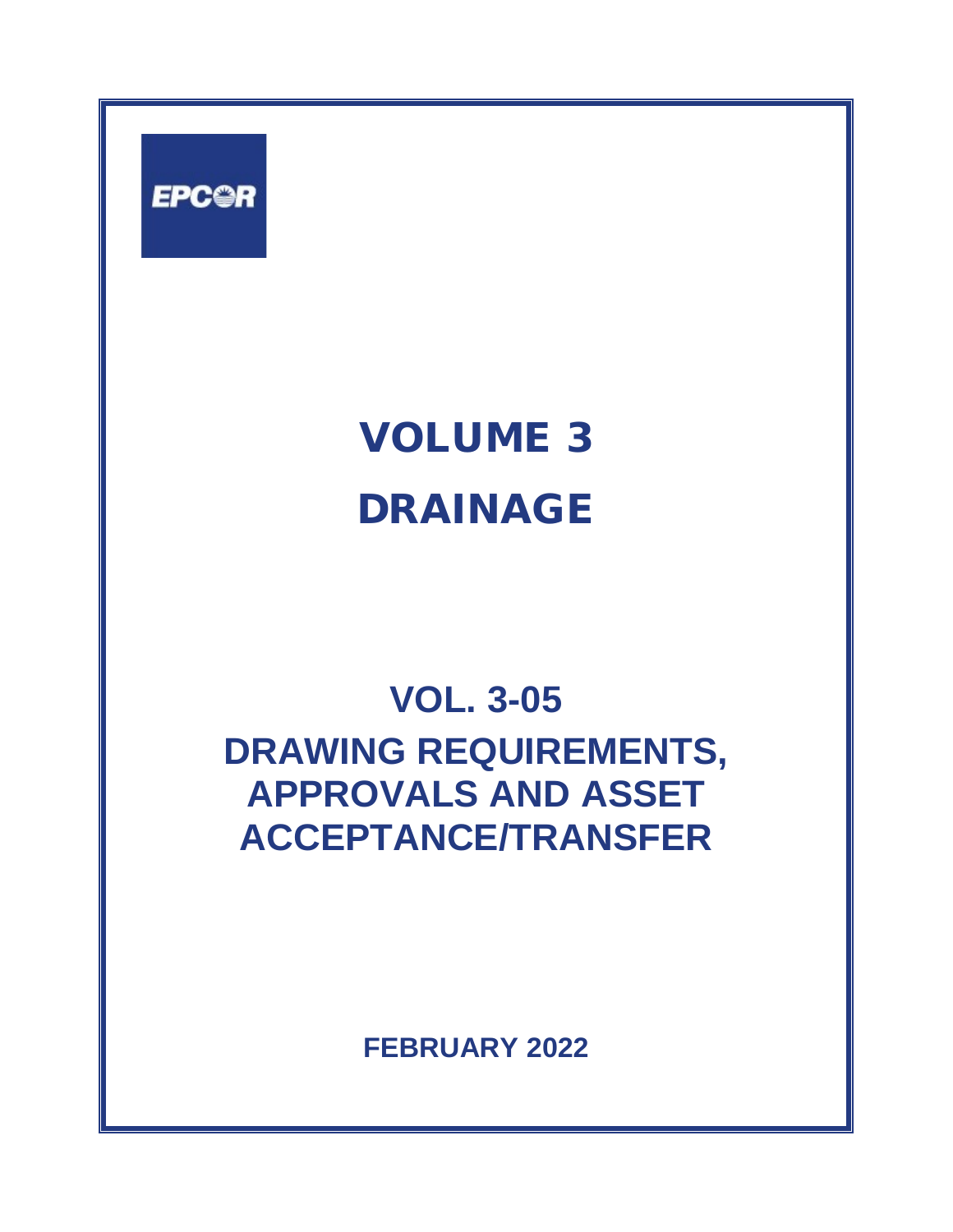EPCOR

# VOLUME 3

# DRAINAGE

## VOL. 3-05

## DRAWING REQUIREMENTS, APPROVALS AND ASSET ACCEPTANCE/TRANSFER

**FEBRUARY 2022**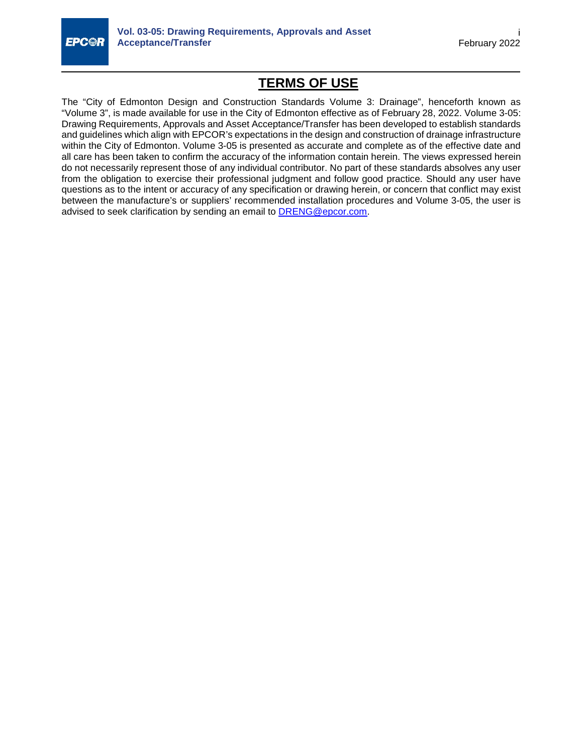# TERMS OF USE

The "City of Edmonton Design and Construction Standards Volume 3: Drainage", henceforth known as "Volume 3", is made available for use in the City of Edmonton effective as of February 28, 2022. Volume 3-05: Drawing Requirements, Approvals and Asset Acceptance/Transfer has been developed to establish standards and guidelines which align with EPCOR's expectations in the design and construction of drainage infrastructure within the City of Edmonton. Volume 3-05 is presented as accurate and complete as of the effective date and all care has been taken to confirm the accuracy of the information contain herein. The views expressed herein do not necessarily represent those of any individual contributor. No part of these standards absolves any user from the obligation to exercise their professional judgment and follow good practice. Should any user have questions as to the intent or accuracy of any specification or drawing herein, or concern that conflict may exist between the manufacture's or suppliers' recommended installation procedures and Volume 3-05, the user is advised to seek clarification by sending an email to DRENG@epcor.com.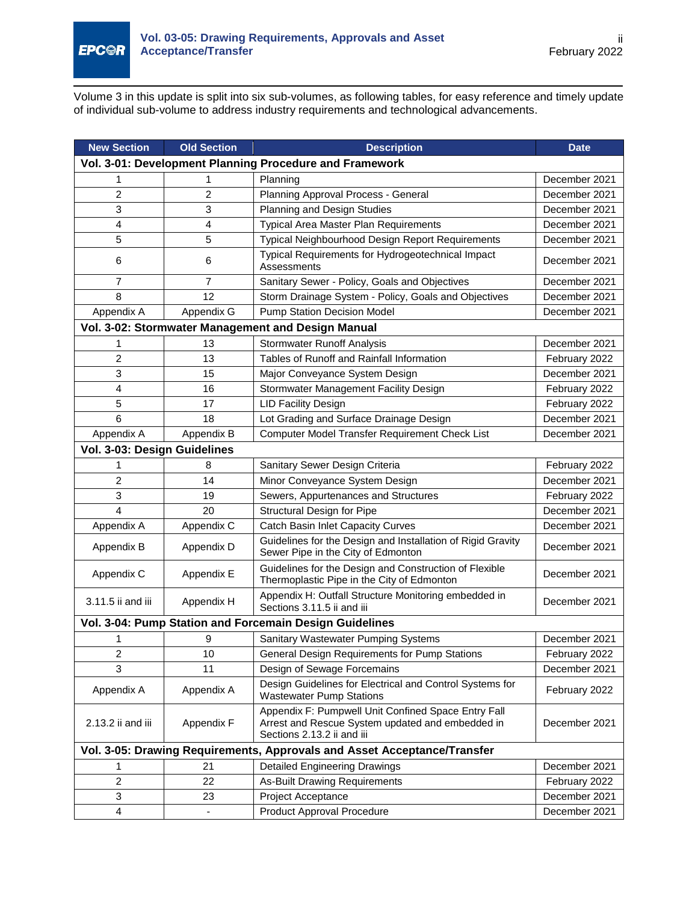Volume 3 in this update is split into six sub-volumes, as following tables, for easy reference and timely update of individual sub-volume to address industry requirements and technological advancements.

| New Section | Old Section | Description | Date |
|---|---|---|---|
| **Vol. 3-01: Development Planning Procedure and Framework** | | | |
| 1 | 1 | Planning | December 2021 |
| 2 | 2 | Planning Approval Process - General | December 2021 |
| 3 | 3 | Planning and Design Studies | December 2021 |
| 4 | 4 | Typical Area Master Plan Requirements | December 2021 |
| 5 | 5 | Typical Neighbourhood Design Report Requirements | December 2021 |
| 6 | 6 | Typical Requirements for Hydrogeotechnical Impact Assessments | December 2021 |
| 7 | 7 | Sanitary Sewer - Policy, Goals and Objectives | December 2021 |
| 8 | 12 | Storm Drainage System - Policy, Goals and Objectives | December 2021 |
| Appendix A | Appendix G | Pump Station Decision Model | December 2021 |
| **Vol. 3-02: Stormwater Management and Design Manual** | | | |
| 1 | 13 | Stormwater Runoff Analysis | December 2021 |
| 2 | 13 | Tables of Runoff and Rainfall Information | February 2022 |
| 3 | 15 | Major Conveyance System Design | December 2021 |
| 4 | 16 | Stormwater Management Facility Design | February 2022 |
| 5 | 17 | LID Facility Design | February 2022 |
| 6 | 18 | Lot Grading and Surface Drainage Design | December 2021 |
| Appendix A | Appendix B | Computer Model Transfer Requirement Check List | December 2021 |
| **Vol. 3-03: Design Guidelines** | | | |
| 1 | 8 | Sanitary Sewer Design Criteria | February 2022 |
| 2 | 14 | Minor Conveyance System Design | December 2021 |
| 3 | 19 | Sewers, Appurtenances and Structures | February 2022 |
| 4 | 20 | Structural Design for Pipe | December 2021 |
| Appendix A | Appendix C | Catch Basin Inlet Capacity Curves | December 2021 |
| Appendix B | Appendix D | Guidelines for the Design and Installation of Rigid Gravity Sewer Pipe in the City of Edmonton | December 2021 |
| Appendix C | Appendix E | Guidelines for the Design and Construction of Flexible Thermoplastic Pipe in the City of Edmonton | December 2021 |
| 3.11.5 ii and iii | Appendix H | Appendix H: Outfall Structure Monitoring embedded in Sections 3.11.5 ii and iii | December 2021 |
| **Vol. 3-04: Pump Station and Forcemain Design Guidelines** | | | |
| 1 | 9 | Sanitary Wastewater Pumping Systems | December 2021 |
| 2 | 10 | General Design Requirements for Pump Stations | February 2022 |
| 3 | 11 | Design of Sewage Forcemains | December 2021 |
| Appendix A | Appendix A | Design Guidelines for Electrical and Control Systems for Wastewater Pump Stations | February 2022 |
| 2.13.2 ii and iii | Appendix F | Appendix F: Pumpwell Unit Confined Space Entry Fall Arrest and Rescue System updated and embedded in Sections 2.13.2 ii and iii | December 2021 |
| **Vol. 3-05: Drawing Requirements, Approvals and Asset Acceptance/Transfer** | | | |
| 1 | 21 | Detailed Engineering Drawings | December 2021 |
| 2 | 22 | As-Built Drawing Requirements | February 2022 |
| 3 | 23 | Project Acceptance | December 2021 |
| 4 | - | Product Approval Procedure | December 2021 |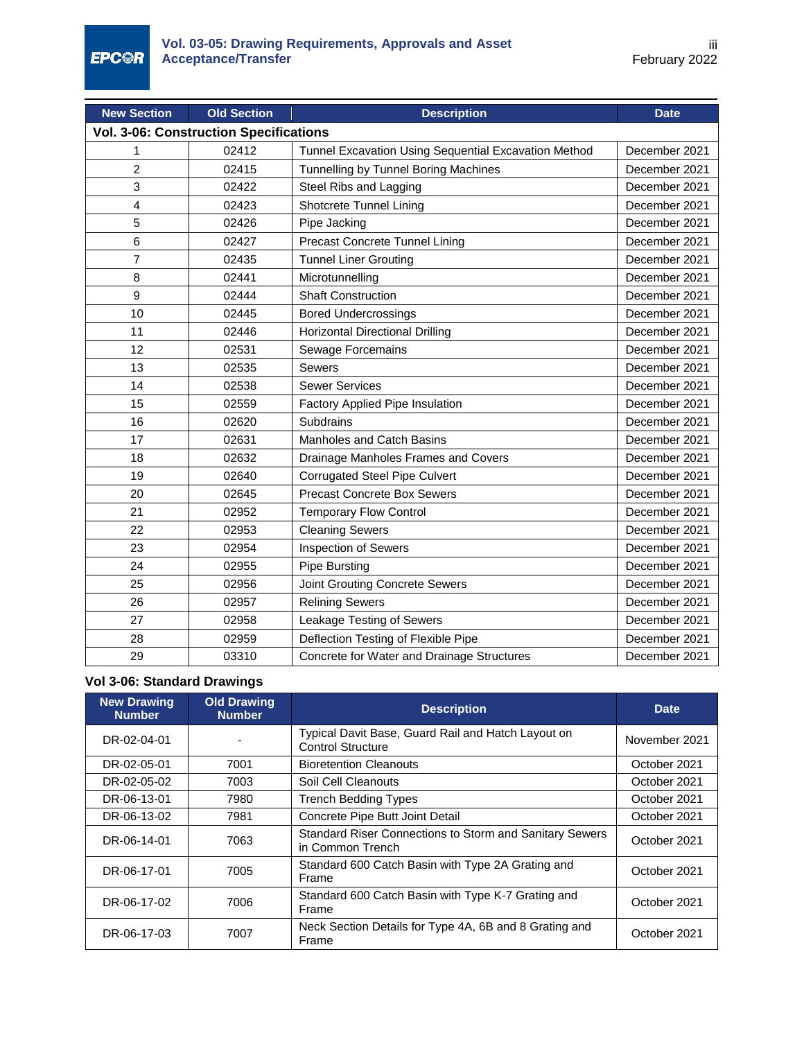| New Section | Old Section | Description | Date |
|---|---|---|---|
| **Vol. 3-06: Construction Specifications** | | | |
| 1 | 02412 | Tunnel Excavation Using Sequential Excavation Method | December 2021 |
| 2 | 02415 | Tunnelling by Tunnel Boring Machines | December 2021 |
| 3 | 02422 | Steel Ribs and Lagging | December 2021 |
| 4 | 02423 | Shotcrete Tunnel Lining | December 2021 |
| 5 | 02426 | Pipe Jacking | December 2021 |
| 6 | 02427 | Precast Concrete Tunnel Lining | December 2021 |
| 7 | 02435 | Tunnel Liner Grouting | December 2021 |
| 8 | 02441 | Microtunnelling | December 2021 |
| 9 | 02444 | Shaft Construction | December 2021 |
| 10 | 02445 | Bored Undercrossings | December 2021 |
| 11 | 02446 | Horizontal Directional Drilling | December 2021 |
| 12 | 02531 | Sewage Forcemains | December 2021 |
| 13 | 02535 | Sewers | December 2021 |
| 14 | 02538 | Sewer Services | December 2021 |
| 15 | 02559 | Factory Applied Pipe Insulation | December 2021 |
| 16 | 02620 | Subdrains | December 2021 |
| 17 | 02631 | Manholes and Catch Basins | December 2021 |
| 18 | 02632 | Drainage Manholes Frames and Covers | December 2021 |
| 19 | 02640 | Corrugated Steel Pipe Culvert | December 2021 |
| 20 | 02645 | Precast Concrete Box Sewers | December 2021 |
| 21 | 02952 | Temporary Flow Control | December 2021 |
| 22 | 02953 | Cleaning Sewers | December 2021 |
| 23 | 02954 | Inspection of Sewers | December 2021 |
| 24 | 02955 | Pipe Bursting | December 2021 |
| 25 | 02956 | Joint Grouting Concrete Sewers | December 2021 |
| 26 | 02957 | Relining Sewers | December 2021 |
| 27 | 02958 | Leakage Testing of Sewers | December 2021 |
| 28 | 02959 | Deflection Testing of Flexible Pipe | December 2021 |
| 29 | 03310 | Concrete for Water and Drainage Structures | December 2021 |

### Vol 3-06: Standard Drawings

| New Drawing Number | Old Drawing Number | Description | Date |
|---|---|---|---|
| DR-02-04-01 | - | Typical Davit Base, Guard Rail and Hatch Layout on Control Structure | November 2021 |
| DR-02-05-01 | 7001 | Bioretention Cleanouts | October 2021 |
| DR-02-05-02 | 7003 | Soil Cell Cleanouts | October 2021 |
| DR-06-13-01 | 7980 | Trench Bedding Types | October 2021 |
| DR-06-13-02 | 7981 | Concrete Pipe Butt Joint Detail | October 2021 |
| DR-06-14-01 | 7063 | Standard Riser Connections to Storm and Sanitary Sewers in Common Trench | October 2021 |
| DR-06-17-01 | 7005 | Standard 600 Catch Basin with Type 2A Grating and Frame | October 2021 |
| DR-06-17-02 | 7006 | Standard 600 Catch Basin with Type K-7 Grating and Frame | October 2021 |
| DR-06-17-03 | 7007 | Neck Section Details for Type 4A, 6B and 8 Grating and Frame | October 2021 |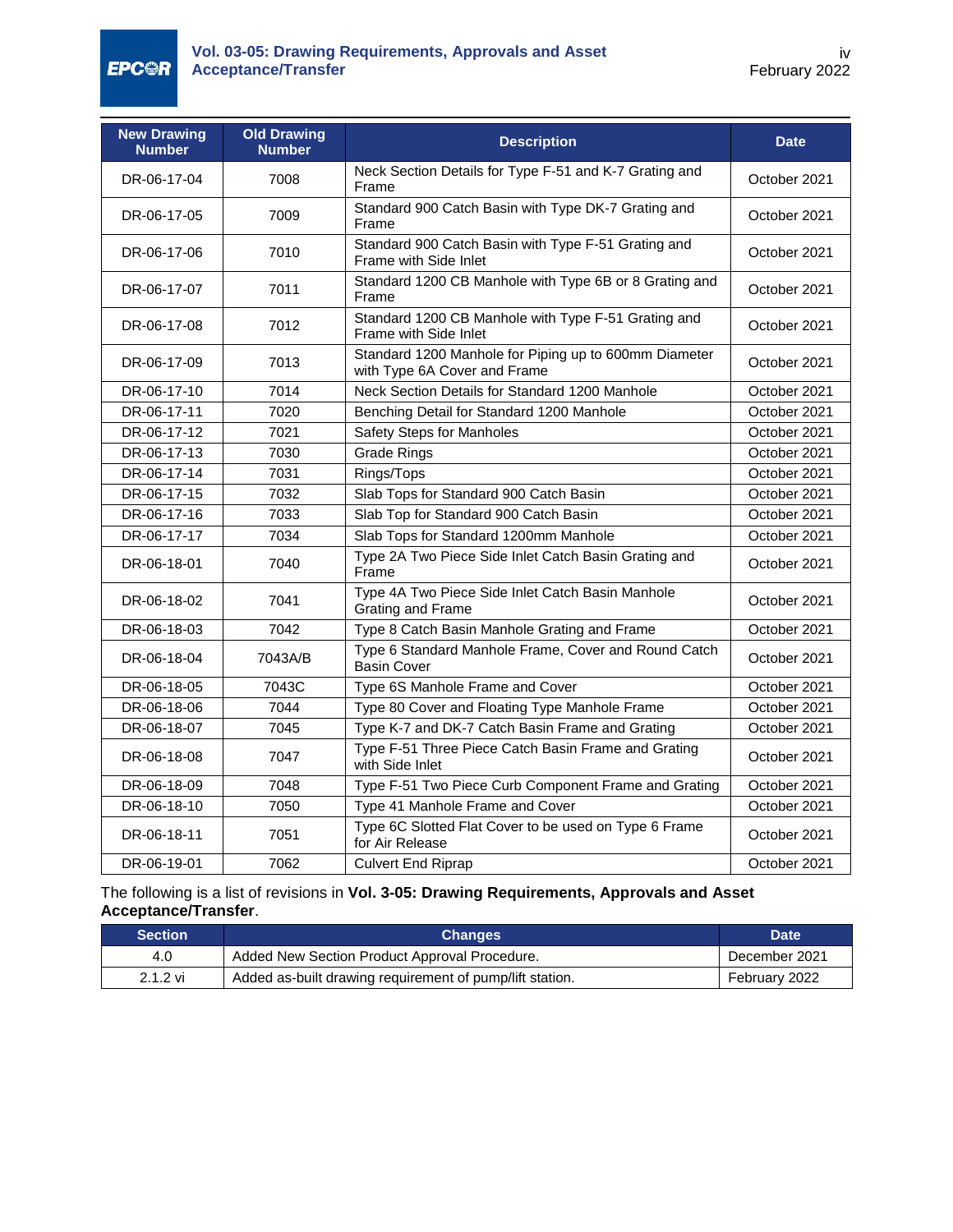| New Drawing Number | Old Drawing Number | Description | Date |
|---|---|---|---|
| DR-06-17-04 | 7008 | Neck Section Details for Type F-51 and K-7 Grating and Frame | October 2021 |
| DR-06-17-05 | 7009 | Standard 900 Catch Basin with Type DK-7 Grating and Frame | October 2021 |
| DR-06-17-06 | 7010 | Standard 900 Catch Basin with Type F-51 Grating and Frame with Side Inlet | October 2021 |
| DR-06-17-07 | 7011 | Standard 1200 CB Manhole with Type 6B or 8 Grating and Frame | October 2021 |
| DR-06-17-08 | 7012 | Standard 1200 CB Manhole with Type F-51 Grating and Frame with Side Inlet | October 2021 |
| DR-06-17-09 | 7013 | Standard 1200 Manhole for Piping up to 600mm Diameter with Type 6A Cover and Frame | October 2021 |
| DR-06-17-10 | 7014 | Neck Section Details for Standard 1200 Manhole | October 2021 |
| DR-06-17-11 | 7020 | Benching Detail for Standard 1200 Manhole | October 2021 |
| DR-06-17-12 | 7021 | Safety Steps for Manholes | October 2021 |
| DR-06-17-13 | 7030 | Grade Rings | October 2021 |
| DR-06-17-14 | 7031 | Rings/Tops | October 2021 |
| DR-06-17-15 | 7032 | Slab Tops for Standard 900 Catch Basin | October 2021 |
| DR-06-17-16 | 7033 | Slab Top for Standard 900 Catch Basin | October 2021 |
| DR-06-17-17 | 7034 | Slab Tops for Standard 1200mm Manhole | October 2021 |
| DR-06-18-01 | 7040 | Type 2A Two Piece Side Inlet Catch Basin Grating and Frame | October 2021 |
| DR-06-18-02 | 7041 | Type 4A Two Piece Side Inlet Catch Basin Manhole Grating and Frame | October 2021 |
| DR-06-18-03 | 7042 | Type 8 Catch Basin Manhole Grating and Frame | October 2021 |
| DR-06-18-04 | 7043A/B | Type 6 Standard Manhole Frame, Cover and Round Catch Basin Cover | October 2021 |
| DR-06-18-05 | 7043C | Type 6S Manhole Frame and Cover | October 2021 |
| DR-06-18-06 | 7044 | Type 80 Cover and Floating Type Manhole Frame | October 2021 |
| DR-06-18-07 | 7045 | Type K-7 and DK-7 Catch Basin Frame and Grating | October 2021 |
| DR-06-18-08 | 7047 | Type F-51 Three Piece Catch Basin Frame and Grating with Side Inlet | October 2021 |
| DR-06-18-09 | 7048 | Type F-51 Two Piece Curb Component Frame and Grating | October 2021 |
| DR-06-18-10 | 7050 | Type 41 Manhole Frame and Cover | October 2021 |
| DR-06-18-11 | 7051 | Type 6C Slotted Flat Cover to be used on Type 6 Frame for Air Release | October 2021 |
| DR-06-19-01 | 7062 | Culvert End Riprap | October 2021 |

The following is a list of revisions in **Vol. 3-05: Drawing Requirements, Approvals and Asset Acceptance/Transfer**.

| Section | Changes | Date |
|---|---|---|
| 4.0 | Added New Section Product Approval Procedure. | December 2021 |
| 2.1.2 vi | Added as-built drawing requirement of pump/lift station. | February 2022 |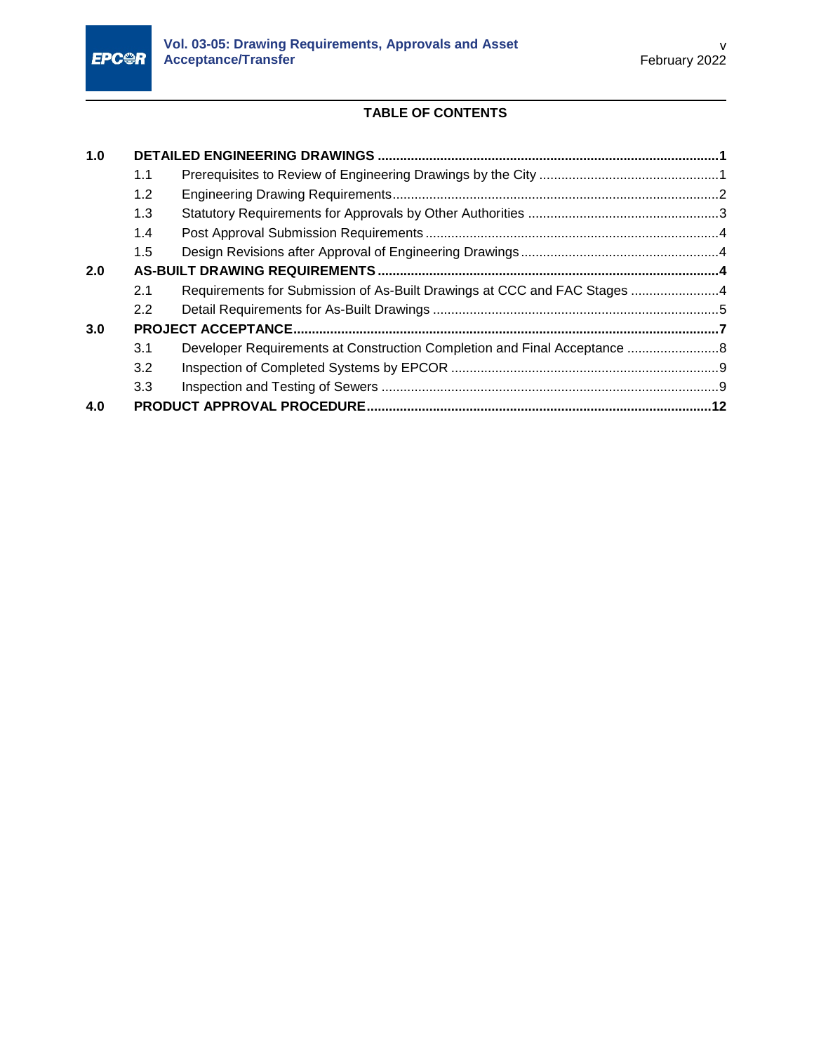**TABLE OF CONTENTS**

| | | |
|---|---|---|
| **1.0** | **DETAILED ENGINEERING DRAWINGS** | **1** |
| 1.1 | Prerequisites to Review of Engineering Drawings by the City | 1 |
| 1.2 | Engineering Drawing Requirements | 2 |
| 1.3 | Statutory Requirements for Approvals by Other Authorities | 3 |
| 1.4 | Post Approval Submission Requirements | 4 |
| 1.5 | Design Revisions after Approval of Engineering Drawings | 4 |
| **2.0** | **AS-BUILT DRAWING REQUIREMENTS** | **4** |
| 2.1 | Requirements for Submission of As-Built Drawings at CCC and FAC Stages | 4 |
| 2.2 | Detail Requirements for As-Built Drawings | 5 |
| **3.0** | **PROJECT ACCEPTANCE** | **7** |
| 3.1 | Developer Requirements at Construction Completion and Final Acceptance | 8 |
| 3.2 | Inspection of Completed Systems by EPCOR | 9 |
| 3.3 | Inspection and Testing of Sewers | 9 |
| **4.0** | **PRODUCT APPROVAL PROCEDURE** | **12** |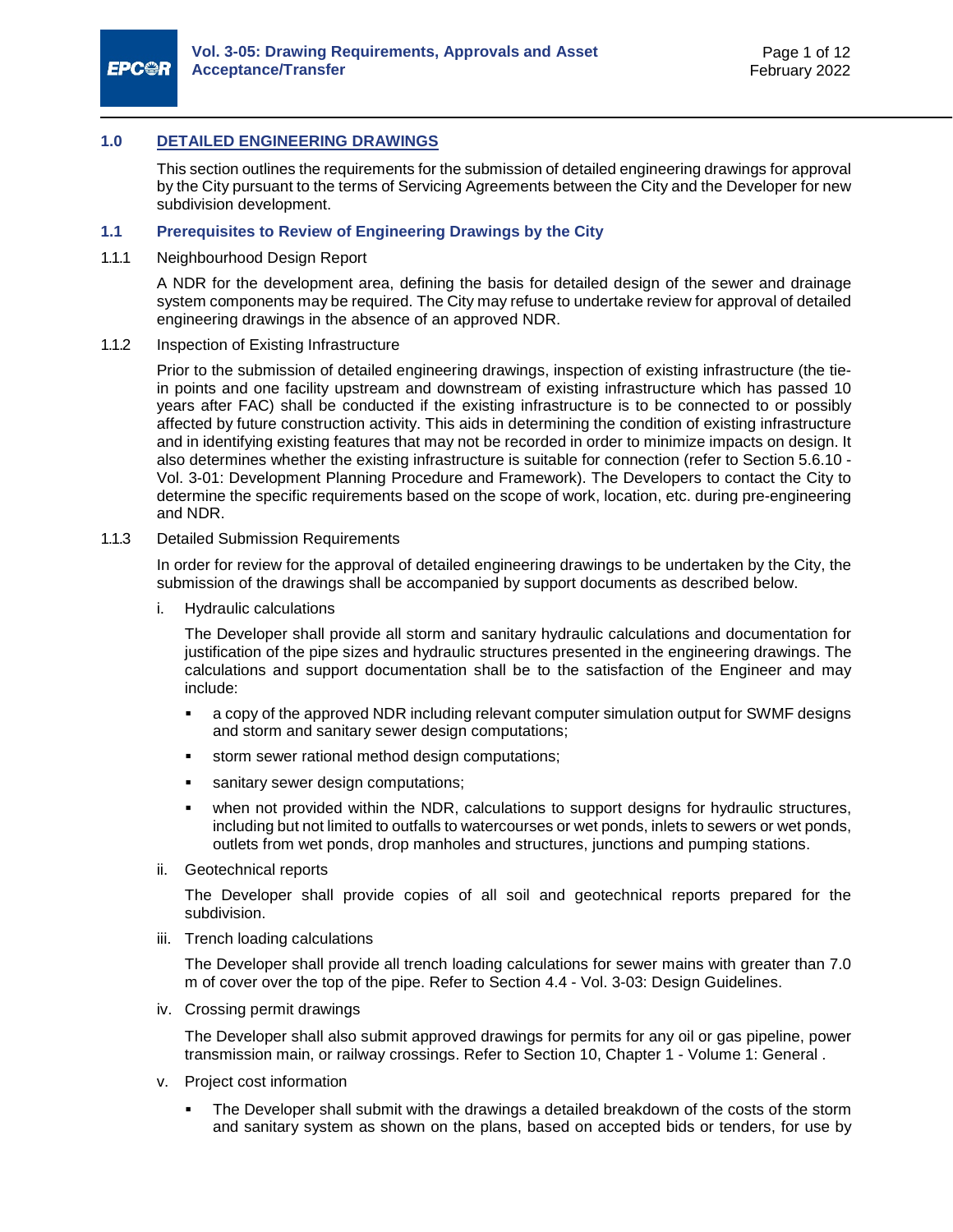## 1.0 DETAILED ENGINEERING DRAWINGS

This section outlines the requirements for the submission of detailed engineering drawings for approval by the City pursuant to the terms of Servicing Agreements between the City and the Developer for new subdivision development.

### 1.1 Prerequisites to Review of Engineering Drawings by the City

1.1.1 Neighbourhood Design Report

A NDR for the development area, defining the basis for detailed design of the sewer and drainage system components may be required. The City may refuse to undertake review for approval of detailed engineering drawings in the absence of an approved NDR.

1.1.2 Inspection of Existing Infrastructure

Prior to the submission of detailed engineering drawings, inspection of existing infrastructure (the tie-in points and one facility upstream and downstream of existing infrastructure which has passed 10 years after FAC) shall be conducted if the existing infrastructure is to be connected to or possibly affected by future construction activity. This aids in determining the condition of existing infrastructure and in identifying existing features that may not be recorded in order to minimize impacts on design. It also determines whether the existing infrastructure is suitable for connection (refer to Section 5.6.10 - Vol. 3-01: Development Planning Procedure and Framework). The Developers to contact the City to determine the specific requirements based on the scope of work, location, etc. during pre-engineering and NDR.

1.1.3 Detailed Submission Requirements

In order for review for the approval of detailed engineering drawings to be undertaken by the City, the submission of the drawings shall be accompanied by support documents as described below.

i. Hydraulic calculations

The Developer shall provide all storm and sanitary hydraulic calculations and documentation for justification of the pipe sizes and hydraulic structures presented in the engineering drawings. The calculations and support documentation shall be to the satisfaction of the Engineer and may include:

- a copy of the approved NDR including relevant computer simulation output for SWMF designs and storm and sanitary sewer design computations;
- storm sewer rational method design computations;
- sanitary sewer design computations;
- when not provided within the NDR, calculations to support designs for hydraulic structures, including but not limited to outfalls to watercourses or wet ponds, inlets to sewers or wet ponds, outlets from wet ponds, drop manholes and structures, junctions and pumping stations.

ii. Geotechnical reports

The Developer shall provide copies of all soil and geotechnical reports prepared for the subdivision.

iii. Trench loading calculations

The Developer shall provide all trench loading calculations for sewer mains with greater than 7.0 m of cover over the top of the pipe. Refer to Section 4.4 - Vol. 3-03: Design Guidelines.

iv. Crossing permit drawings

The Developer shall also submit approved drawings for permits for any oil or gas pipeline, power transmission main, or railway crossings. Refer to Section 10, Chapter 1 - Volume 1: General .

v. Project cost information

- The Developer shall submit with the drawings a detailed breakdown of the costs of the storm and sanitary system as shown on the plans, based on accepted bids or tenders, for use by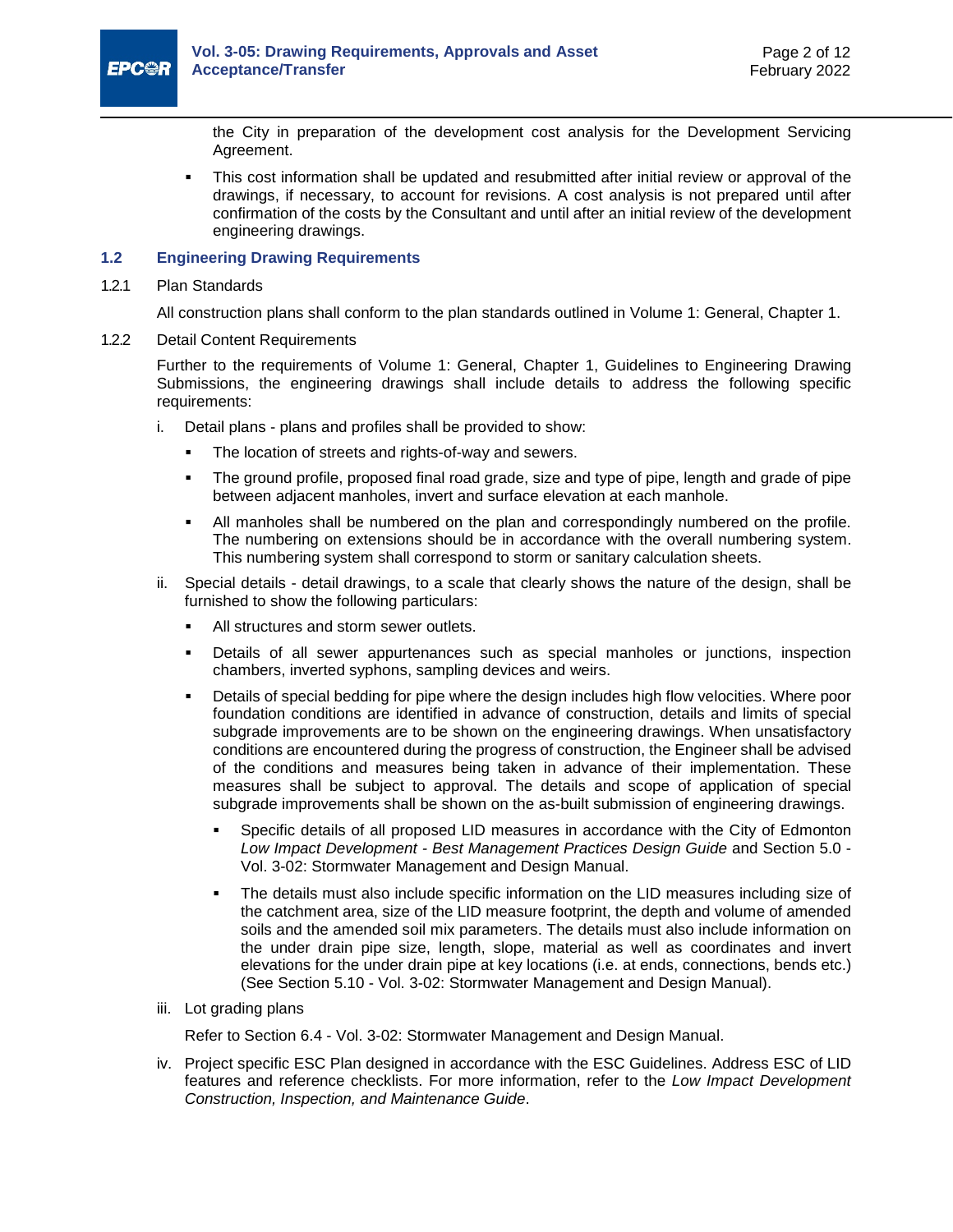the City in preparation of the development cost analysis for the Development Servicing Agreement.

- This cost information shall be updated and resubmitted after initial review or approval of the drawings, if necessary, to account for revisions. A cost analysis is not prepared until after confirmation of the costs by the Consultant and until after an initial review of the development engineering drawings.

### 1.2 Engineering Drawing Requirements

#### 1.2.1 Plan Standards

All construction plans shall conform to the plan standards outlined in Volume 1: General, Chapter 1.

#### 1.2.2 Detail Content Requirements

Further to the requirements of Volume 1: General, Chapter 1, Guidelines to Engineering Drawing Submissions, the engineering drawings shall include details to address the following specific requirements:

i. Detail plans - plans and profiles shall be provided to show:

- The location of streets and rights-of-way and sewers.
- The ground profile, proposed final road grade, size and type of pipe, length and grade of pipe between adjacent manholes, invert and surface elevation at each manhole.
- All manholes shall be numbered on the plan and correspondingly numbered on the profile. The numbering on extensions should be in accordance with the overall numbering system. This numbering system shall correspond to storm or sanitary calculation sheets.

ii. Special details - detail drawings, to a scale that clearly shows the nature of the design, shall be furnished to show the following particulars:

- All structures and storm sewer outlets.
- Details of all sewer appurtenances such as special manholes or junctions, inspection chambers, inverted syphons, sampling devices and weirs.
- Details of special bedding for pipe where the design includes high flow velocities. Where poor foundation conditions are identified in advance of construction, details and limits of special subgrade improvements are to be shown on the engineering drawings. When unsatisfactory conditions are encountered during the progress of construction, the Engineer shall be advised of the conditions and measures being taken in advance of their implementation. These measures shall be subject to approval. The details and scope of application of special subgrade improvements shall be shown on the as-built submission of engineering drawings.
  - Specific details of all proposed LID measures in accordance with the City of Edmonton *Low Impact Development - Best Management Practices Design Guide* and Section 5.0 - Vol. 3-02: Stormwater Management and Design Manual.
  - The details must also include specific information on the LID measures including size of the catchment area, size of the LID measure footprint, the depth and volume of amended soils and the amended soil mix parameters. The details must also include information on the under drain pipe size, length, slope, material as well as coordinates and invert elevations for the under drain pipe at key locations (i.e. at ends, connections, bends etc.) (See Section 5.10 - Vol. 3-02: Stormwater Management and Design Manual).

iii. Lot grading plans

Refer to Section 6.4 - Vol. 3-02: Stormwater Management and Design Manual.

iv. Project specific ESC Plan designed in accordance with the ESC Guidelines. Address ESC of LID features and reference checklists. For more information, refer to the *Low Impact Development Construction, Inspection, and Maintenance Guide*.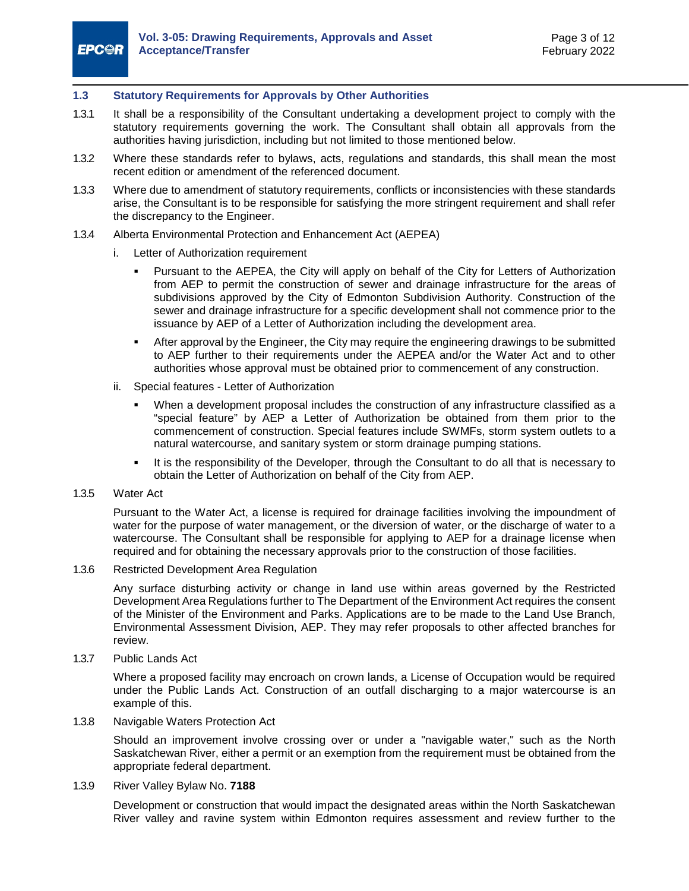## 1.3 Statutory Requirements for Approvals by Other Authorities

1.3.1 It shall be a responsibility of the Consultant undertaking a development project to comply with the statutory requirements governing the work. The Consultant shall obtain all approvals from the authorities having jurisdiction, including but not limited to those mentioned below.

1.3.2 Where these standards refer to bylaws, acts, regulations and standards, this shall mean the most recent edition or amendment of the referenced document.

1.3.3 Where due to amendment of statutory requirements, conflicts or inconsistencies with these standards arise, the Consultant is to be responsible for satisfying the more stringent requirement and shall refer the discrepancy to the Engineer.

1.3.4 Alberta Environmental Protection and Enhancement Act (AEPEA)

i. Letter of Authorization requirement

- Pursuant to the AEPEA, the City will apply on behalf of the City for Letters of Authorization from AEP to permit the construction of sewer and drainage infrastructure for the areas of subdivisions approved by the City of Edmonton Subdivision Authority. Construction of the sewer and drainage infrastructure for a specific development shall not commence prior to the issuance by AEP of a Letter of Authorization including the development area.
- After approval by the Engineer, the City may require the engineering drawings to be submitted to AEP further to their requirements under the AEPEA and/or the Water Act and to other authorities whose approval must be obtained prior to commencement of any construction.

ii. Special features - Letter of Authorization

- When a development proposal includes the construction of any infrastructure classified as a "special feature" by AEP a Letter of Authorization be obtained from them prior to the commencement of construction. Special features include SWMFs, storm system outlets to a natural watercourse, and sanitary system or storm drainage pumping stations.
- It is the responsibility of the Developer, through the Consultant to do all that is necessary to obtain the Letter of Authorization on behalf of the City from AEP.

1.3.5 Water Act

Pursuant to the Water Act, a license is required for drainage facilities involving the impoundment of water for the purpose of water management, or the diversion of water, or the discharge of water to a watercourse. The Consultant shall be responsible for applying to AEP for a drainage license when required and for obtaining the necessary approvals prior to the construction of those facilities.

1.3.6 Restricted Development Area Regulation

Any surface disturbing activity or change in land use within areas governed by the Restricted Development Area Regulations further to The Department of the Environment Act requires the consent of the Minister of the Environment and Parks. Applications are to be made to the Land Use Branch, Environmental Assessment Division, AEP. They may refer proposals to other affected branches for review.

1.3.7 Public Lands Act

Where a proposed facility may encroach on crown lands, a License of Occupation would be required under the Public Lands Act. Construction of an outfall discharging to a major watercourse is an example of this.

1.3.8 Navigable Waters Protection Act

Should an improvement involve crossing over or under a "navigable water," such as the North Saskatchewan River, either a permit or an exemption from the requirement must be obtained from the appropriate federal department.

1.3.9 River Valley Bylaw No. **7188**

Development or construction that would impact the designated areas within the North Saskatchewan River valley and ravine system within Edmonton requires assessment and review further to the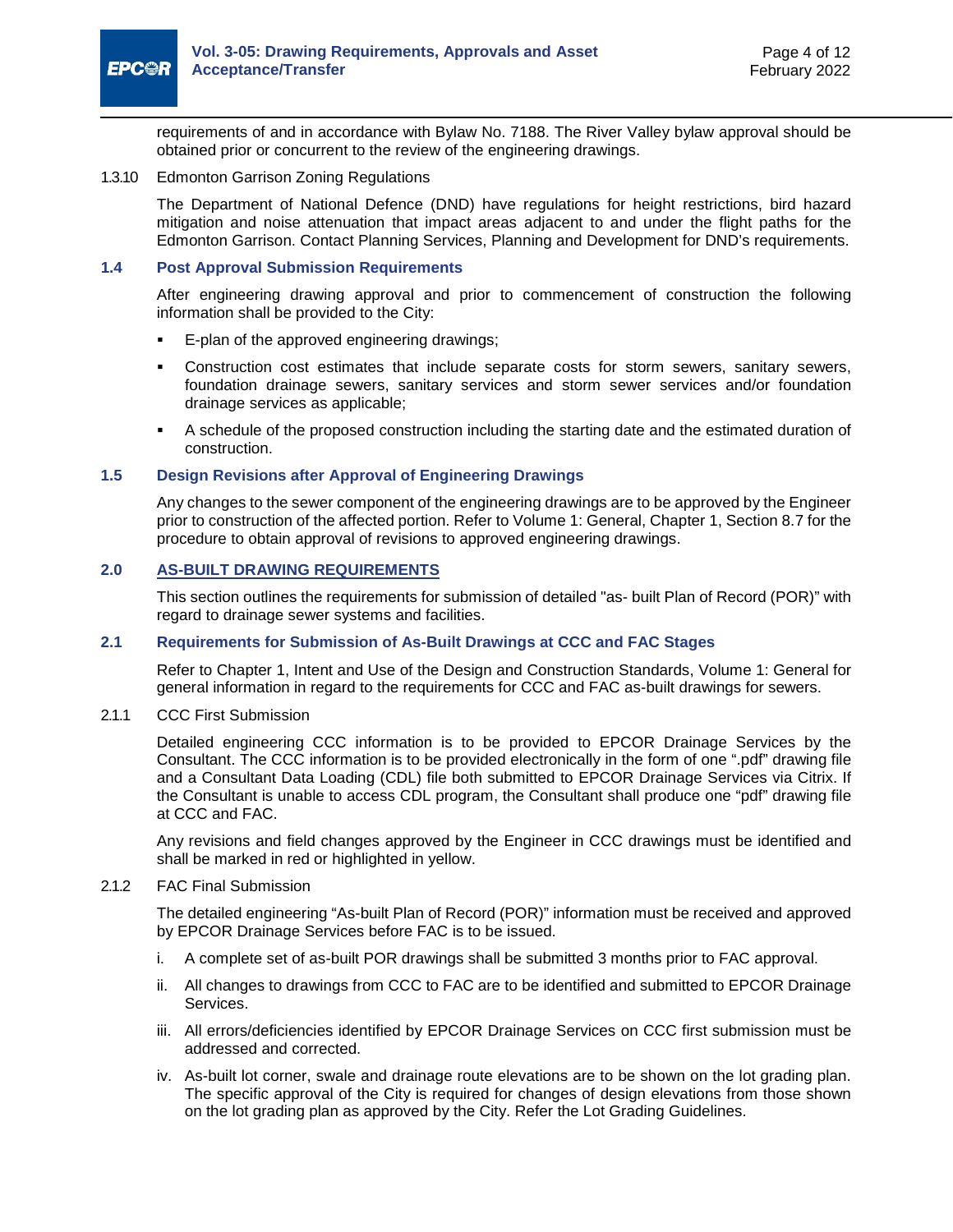requirements of and in accordance with Bylaw No. 7188. The River Valley bylaw approval should be obtained prior or concurrent to the review of the engineering drawings.

1.3.10 Edmonton Garrison Zoning Regulations

The Department of National Defence (DND) have regulations for height restrictions, bird hazard mitigation and noise attenuation that impact areas adjacent to and under the flight paths for the Edmonton Garrison. Contact Planning Services, Planning and Development for DND's requirements.

### 1.4 Post Approval Submission Requirements

After engineering drawing approval and prior to commencement of construction the following information shall be provided to the City:

- E-plan of the approved engineering drawings;
- Construction cost estimates that include separate costs for storm sewers, sanitary sewers, foundation drainage sewers, sanitary services and storm sewer services and/or foundation drainage services as applicable;
- A schedule of the proposed construction including the starting date and the estimated duration of construction.

### 1.5 Design Revisions after Approval of Engineering Drawings

Any changes to the sewer component of the engineering drawings are to be approved by the Engineer prior to construction of the affected portion. Refer to Volume 1: General, Chapter 1, Section 8.7 for the procedure to obtain approval of revisions to approved engineering drawings.

## 2.0 AS-BUILT DRAWING REQUIREMENTS

This section outlines the requirements for submission of detailed "as- built Plan of Record (POR)" with regard to drainage sewer systems and facilities.

### 2.1 Requirements for Submission of As-Built Drawings at CCC and FAC Stages

Refer to Chapter 1, Intent and Use of the Design and Construction Standards, Volume 1: General for general information in regard to the requirements for CCC and FAC as-built drawings for sewers.

2.1.1 CCC First Submission

Detailed engineering CCC information is to be provided to EPCOR Drainage Services by the Consultant. The CCC information is to be provided electronically in the form of one ".pdf" drawing file and a Consultant Data Loading (CDL) file both submitted to EPCOR Drainage Services via Citrix. If the Consultant is unable to access CDL program, the Consultant shall produce one "pdf" drawing file at CCC and FAC.

Any revisions and field changes approved by the Engineer in CCC drawings must be identified and shall be marked in red or highlighted in yellow.

2.1.2 FAC Final Submission

The detailed engineering "As-built Plan of Record (POR)" information must be received and approved by EPCOR Drainage Services before FAC is to be issued.

i. A complete set of as-built POR drawings shall be submitted 3 months prior to FAC approval.

ii. All changes to drawings from CCC to FAC are to be identified and submitted to EPCOR Drainage Services.

iii. All errors/deficiencies identified by EPCOR Drainage Services on CCC first submission must be addressed and corrected.

iv. As-built lot corner, swale and drainage route elevations are to be shown on the lot grading plan. The specific approval of the City is required for changes of design elevations from those shown on the lot grading plan as approved by the City. Refer the Lot Grading Guidelines.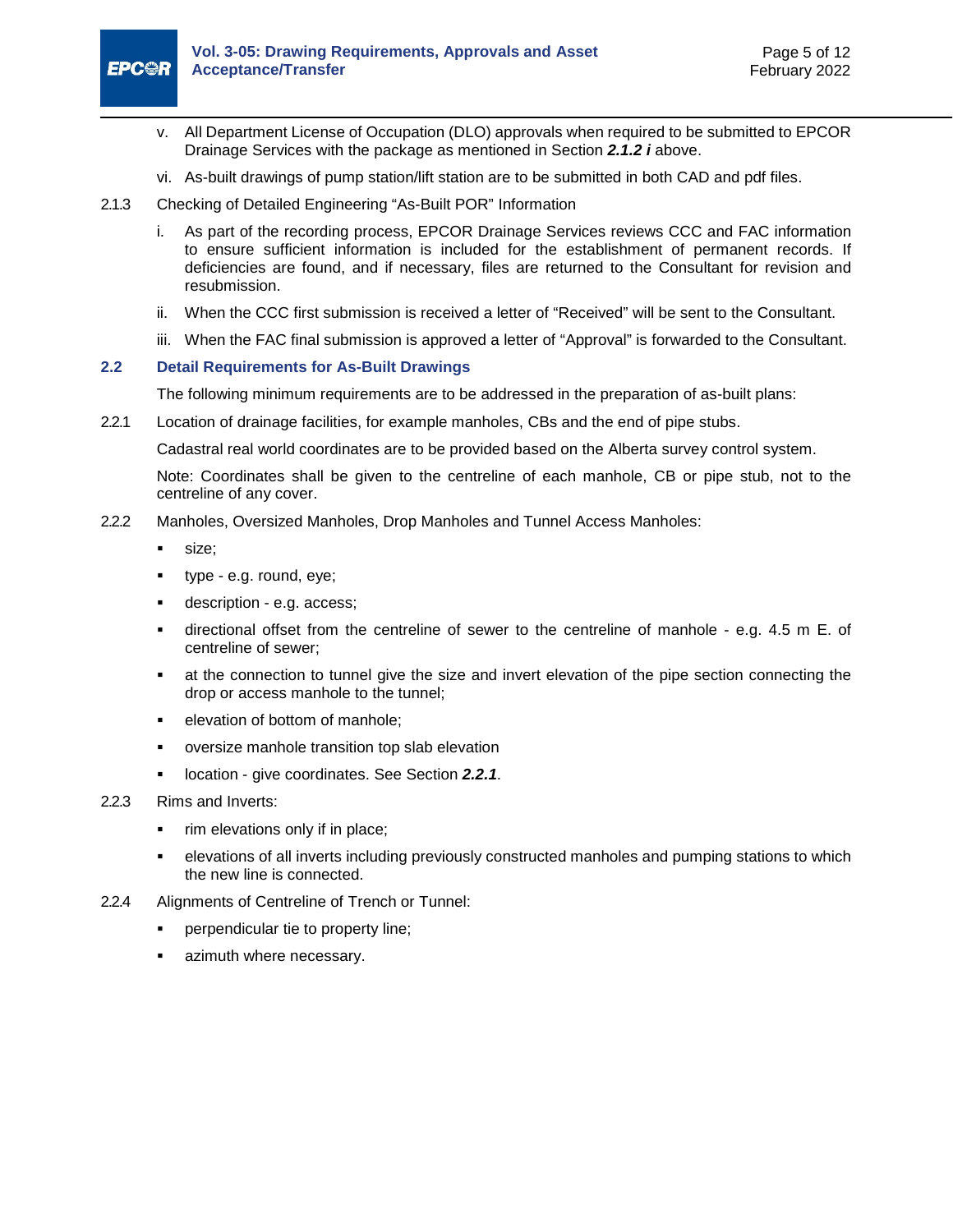v. All Department License of Occupation (DLO) approvals when required to be submitted to EPCOR Drainage Services with the package as mentioned in Section ***2.1.2 i*** above.

vi. As-built drawings of pump station/lift station are to be submitted in both CAD and pdf files.

2.1.3 Checking of Detailed Engineering "As-Built POR" Information

i. As part of the recording process, EPCOR Drainage Services reviews CCC and FAC information to ensure sufficient information is included for the establishment of permanent records. If deficiencies are found, and if necessary, files are returned to the Consultant for revision and resubmission.

ii. When the CCC first submission is received a letter of "Received" will be sent to the Consultant.

iii. When the FAC final submission is approved a letter of "Approval" is forwarded to the Consultant.

## 2.2 Detail Requirements for As-Built Drawings

The following minimum requirements are to be addressed in the preparation of as-built plans:

2.2.1 Location of drainage facilities, for example manholes, CBs and the end of pipe stubs.

Cadastral real world coordinates are to be provided based on the Alberta survey control system.

Note: Coordinates shall be given to the centreline of each manhole, CB or pipe stub, not to the centreline of any cover.

2.2.2 Manholes, Oversized Manholes, Drop Manholes and Tunnel Access Manholes:

- size;
- type - e.g. round, eye;
- description - e.g. access;
- directional offset from the centreline of sewer to the centreline of manhole - e.g. 4.5 m E. of centreline of sewer;
- at the connection to tunnel give the size and invert elevation of the pipe section connecting the drop or access manhole to the tunnel;
- elevation of bottom of manhole;
- oversize manhole transition top slab elevation
- location - give coordinates. See Section ***2.2.1***.

2.2.3 Rims and Inverts:

- rim elevations only if in place;
- elevations of all inverts including previously constructed manholes and pumping stations to which the new line is connected.

2.2.4 Alignments of Centreline of Trench or Tunnel:

- perpendicular tie to property line;
- azimuth where necessary.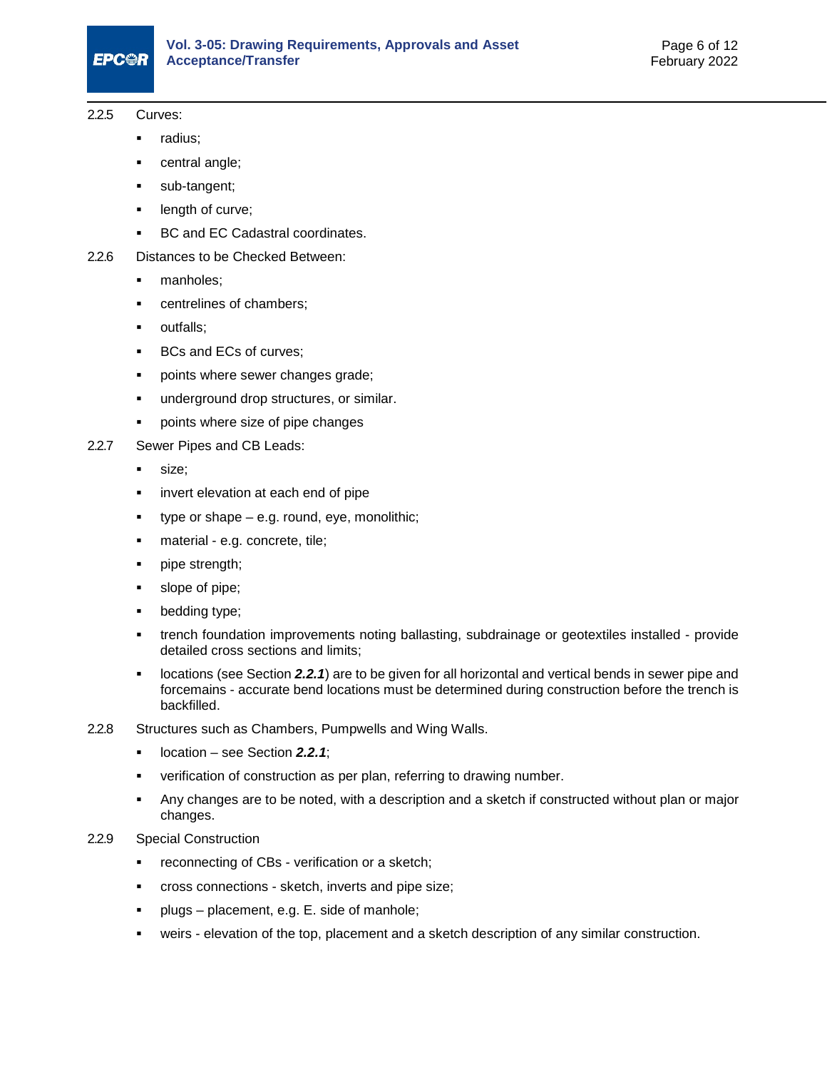2.2.5 Curves:

- radius;
- central angle;
- sub-tangent;
- length of curve;
- BC and EC Cadastral coordinates.

2.2.6 Distances to be Checked Between:

- manholes;
- centrelines of chambers;
- outfalls;
- BCs and ECs of curves;
- points where sewer changes grade;
- underground drop structures, or similar.
- points where size of pipe changes

2.2.7 Sewer Pipes and CB Leads:

- size;
- invert elevation at each end of pipe
- type or shape – e.g. round, eye, monolithic;
- material - e.g. concrete, tile;
- pipe strength;
- slope of pipe;
- bedding type;
- trench foundation improvements noting ballasting, subdrainage or geotextiles installed - provide detailed cross sections and limits;
- locations (see Section ***2.2.1***) are to be given for all horizontal and vertical bends in sewer pipe and forcemains - accurate bend locations must be determined during construction before the trench is backfilled.

2.2.8 Structures such as Chambers, Pumpwells and Wing Walls.

- location – see Section ***2.2.1***;
- verification of construction as per plan, referring to drawing number.
- Any changes are to be noted, with a description and a sketch if constructed without plan or major changes.

2.2.9 Special Construction

- reconnecting of CBs - verification or a sketch;
- cross connections - sketch, inverts and pipe size;
- plugs – placement, e.g. E. side of manhole;
- weirs - elevation of the top, placement and a sketch description of any similar construction.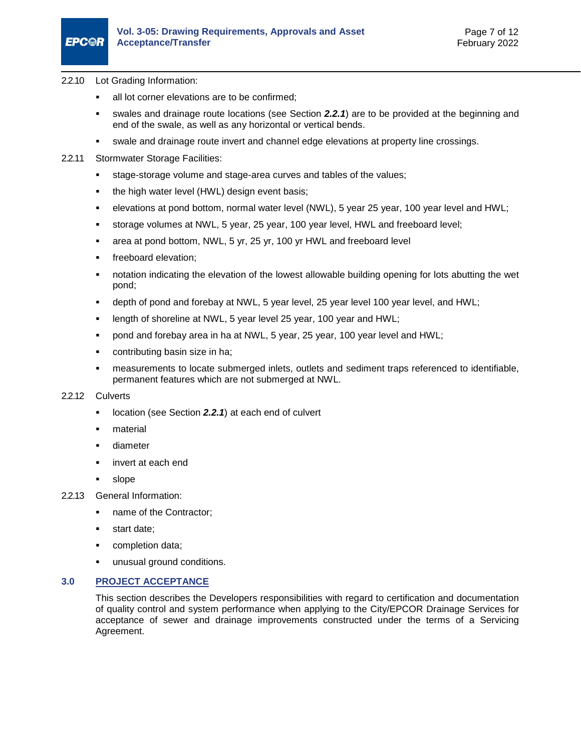2.2.10 Lot Grading Information:

- all lot corner elevations are to be confirmed;
- swales and drainage route locations (see Section ***2.2.1***) are to be provided at the beginning and end of the swale, as well as any horizontal or vertical bends.
- swale and drainage route invert and channel edge elevations at property line crossings.

2.2.11 Stormwater Storage Facilities:

- stage-storage volume and stage-area curves and tables of the values;
- the high water level (HWL) design event basis;
- elevations at pond bottom, normal water level (NWL), 5 year 25 year, 100 year level and HWL;
- storage volumes at NWL, 5 year, 25 year, 100 year level, HWL and freeboard level;
- area at pond bottom, NWL, 5 yr, 25 yr, 100 yr HWL and freeboard level
- freeboard elevation;
- notation indicating the elevation of the lowest allowable building opening for lots abutting the wet pond;
- depth of pond and forebay at NWL, 5 year level, 25 year level 100 year level, and HWL;
- length of shoreline at NWL, 5 year level 25 year, 100 year and HWL;
- pond and forebay area in ha at NWL, 5 year, 25 year, 100 year level and HWL;
- contributing basin size in ha;
- measurements to locate submerged inlets, outlets and sediment traps referenced to identifiable, permanent features which are not submerged at NWL.

2.2.12 Culverts

- location (see Section ***2.2.1***) at each end of culvert
- material
- diameter
- invert at each end
- slope

2.2.13 General Information:

- name of the Contractor;
- start date;
- completion data;
- unusual ground conditions.

## 3.0 PROJECT ACCEPTANCE

This section describes the Developers responsibilities with regard to certification and documentation of quality control and system performance when applying to the City/EPCOR Drainage Services for acceptance of sewer and drainage improvements constructed under the terms of a Servicing Agreement.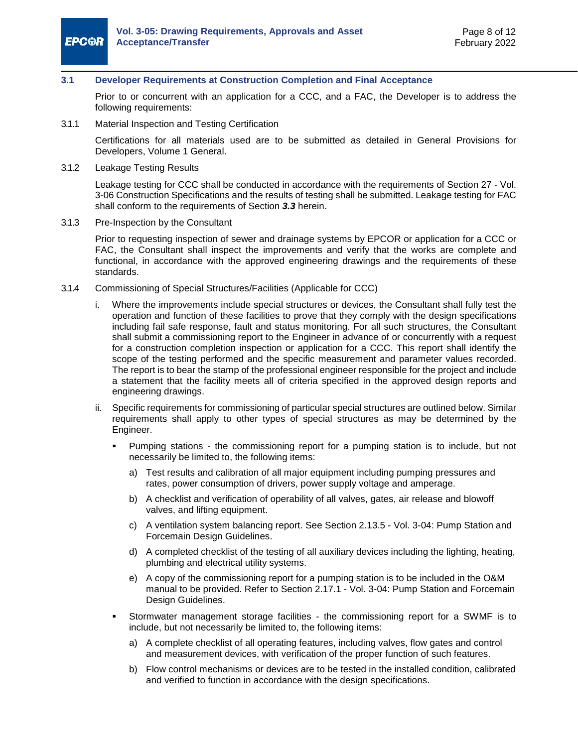### 3.1 Developer Requirements at Construction Completion and Final Acceptance

Prior to or concurrent with an application for a CCC, and a FAC, the Developer is to address the following requirements:

3.1.1 Material Inspection and Testing Certification

Certifications for all materials used are to be submitted as detailed in General Provisions for Developers, Volume 1 General.

3.1.2 Leakage Testing Results

Leakage testing for CCC shall be conducted in accordance with the requirements of Section 27 - Vol. 3-06 Construction Specifications and the results of testing shall be submitted. Leakage testing for FAC shall conform to the requirements of Section ***3.3*** herein.

3.1.3 Pre-Inspection by the Consultant

Prior to requesting inspection of sewer and drainage systems by EPCOR or application for a CCC or FAC, the Consultant shall inspect the improvements and verify that the works are complete and functional, in accordance with the approved engineering drawings and the requirements of these standards.

3.1.4 Commissioning of Special Structures/Facilities (Applicable for CCC)

i. Where the improvements include special structures or devices, the Consultant shall fully test the operation and function of these facilities to prove that they comply with the design specifications including fail safe response, fault and status monitoring. For all such structures, the Consultant shall submit a commissioning report to the Engineer in advance of or concurrently with a request for a construction completion inspection or application for a CCC. This report shall identify the scope of the testing performed and the specific measurement and parameter values recorded. The report is to bear the stamp of the professional engineer responsible for the project and include a statement that the facility meets all of criteria specified in the approved design reports and engineering drawings.

ii. Specific requirements for commissioning of particular special structures are outlined below. Similar requirements shall apply to other types of special structures as may be determined by the Engineer.

- Pumping stations - the commissioning report for a pumping station is to include, but not necessarily be limited to, the following items:
  - a) Test results and calibration of all major equipment including pumping pressures and rates, power consumption of drivers, power supply voltage and amperage.
  - b) A checklist and verification of operability of all valves, gates, air release and blowoff valves, and lifting equipment.
  - c) A ventilation system balancing report. See Section 2.13.5 - Vol. 3-04: Pump Station and Forcemain Design Guidelines.
  - d) A completed checklist of the testing of all auxiliary devices including the lighting, heating, plumbing and electrical utility systems.
  - e) A copy of the commissioning report for a pumping station is to be included in the O&M manual to be provided. Refer to Section 2.17.1 - Vol. 3-04: Pump Station and Forcemain Design Guidelines.
- Stormwater management storage facilities - the commissioning report for a SWMF is to include, but not necessarily be limited to, the following items:
  - a) A complete checklist of all operating features, including valves, flow gates and control and measurement devices, with verification of the proper function of such features.
  - b) Flow control mechanisms or devices are to be tested in the installed condition, calibrated and verified to function in accordance with the design specifications.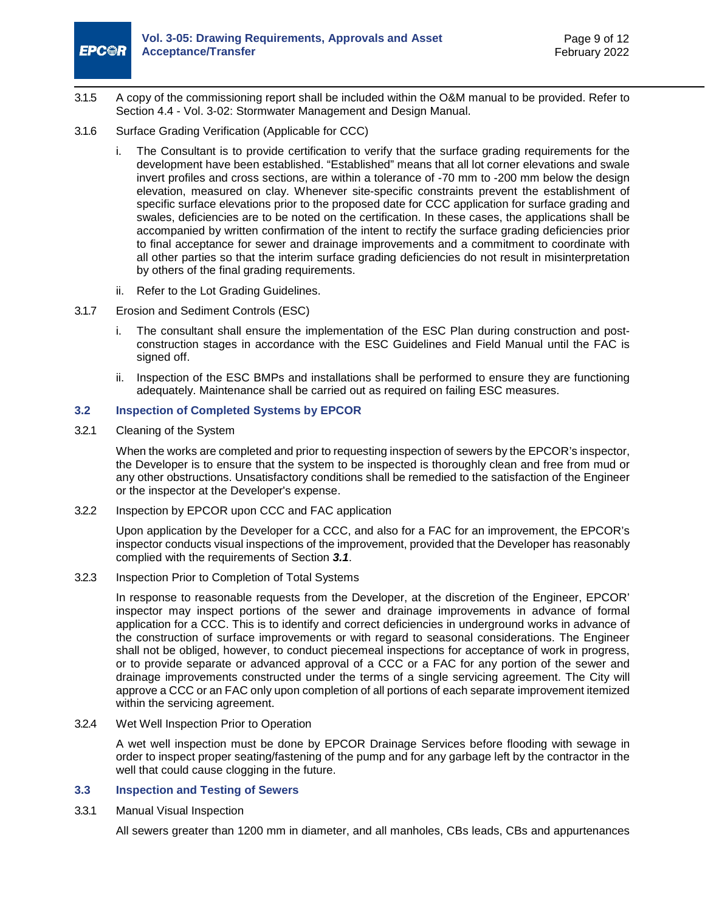3.1.5 A copy of the commissioning report shall be included within the O&M manual to be provided. Refer to Section 4.4 - Vol. 3-02: Stormwater Management and Design Manual.

3.1.6 Surface Grading Verification (Applicable for CCC)

i. The Consultant is to provide certification to verify that the surface grading requirements for the development have been established. “Established” means that all lot corner elevations and swale invert profiles and cross sections, are within a tolerance of -70 mm to -200 mm below the design elevation, measured on clay. Whenever site-specific constraints prevent the establishment of specific surface elevations prior to the proposed date for CCC application for surface grading and swales, deficiencies are to be noted on the certification. In these cases, the applications shall be accompanied by written confirmation of the intent to rectify the surface grading deficiencies prior to final acceptance for sewer and drainage improvements and a commitment to coordinate with all other parties so that the interim surface grading deficiencies do not result in misinterpretation by others of the final grading requirements.

ii. Refer to the Lot Grading Guidelines.

3.1.7 Erosion and Sediment Controls (ESC)

i. The consultant shall ensure the implementation of the ESC Plan during construction and post-construction stages in accordance with the ESC Guidelines and Field Manual until the FAC is signed off.

ii. Inspection of the ESC BMPs and installations shall be performed to ensure they are functioning adequately. Maintenance shall be carried out as required on failing ESC measures.

## 3.2 Inspection of Completed Systems by EPCOR

3.2.1 Cleaning of the System

When the works are completed and prior to requesting inspection of sewers by the EPCOR’s inspector, the Developer is to ensure that the system to be inspected is thoroughly clean and free from mud or any other obstructions. Unsatisfactory conditions shall be remedied to the satisfaction of the Engineer or the inspector at the Developer's expense.

3.2.2 Inspection by EPCOR upon CCC and FAC application

Upon application by the Developer for a CCC, and also for a FAC for an improvement, the EPCOR’s inspector conducts visual inspections of the improvement, provided that the Developer has reasonably complied with the requirements of Section ***3.1***.

3.2.3 Inspection Prior to Completion of Total Systems

In response to reasonable requests from the Developer, at the discretion of the Engineer, EPCOR’ inspector may inspect portions of the sewer and drainage improvements in advance of formal application for a CCC. This is to identify and correct deficiencies in underground works in advance of the construction of surface improvements or with regard to seasonal considerations. The Engineer shall not be obliged, however, to conduct piecemeal inspections for acceptance of work in progress, or to provide separate or advanced approval of a CCC or a FAC for any portion of the sewer and drainage improvements constructed under the terms of a single servicing agreement. The City will approve a CCC or an FAC only upon completion of all portions of each separate improvement itemized within the servicing agreement.

3.2.4 Wet Well Inspection Prior to Operation

A wet well inspection must be done by EPCOR Drainage Services before flooding with sewage in order to inspect proper seating/fastening of the pump and for any garbage left by the contractor in the well that could cause clogging in the future.

## 3.3 Inspection and Testing of Sewers

3.3.1 Manual Visual Inspection

All sewers greater than 1200 mm in diameter, and all manholes, CBs leads, CBs and appurtenances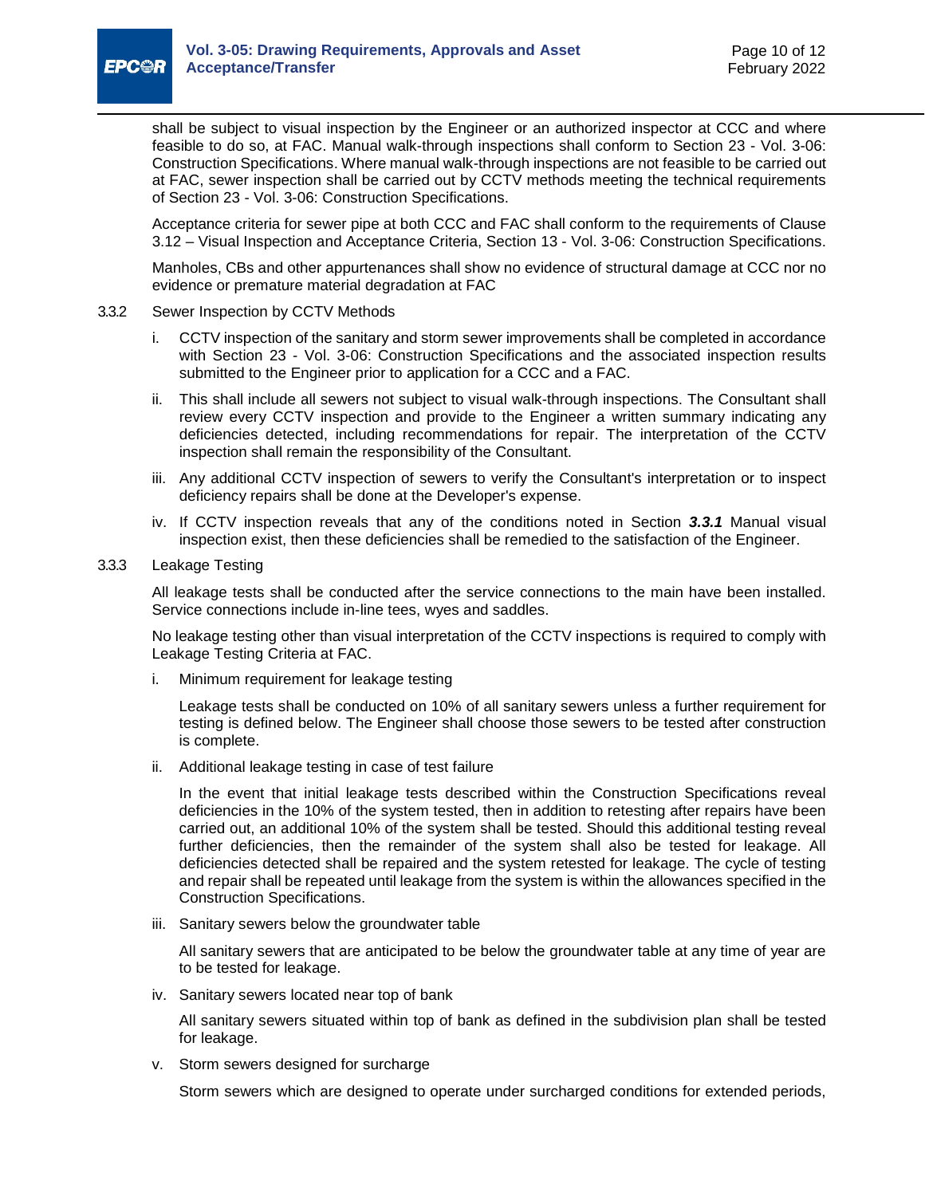shall be subject to visual inspection by the Engineer or an authorized inspector at CCC and where feasible to do so, at FAC. Manual walk-through inspections shall conform to Section 23 - Vol. 3-06: Construction Specifications. Where manual walk-through inspections are not feasible to be carried out at FAC, sewer inspection shall be carried out by CCTV methods meeting the technical requirements of Section 23 - Vol. 3-06: Construction Specifications.

Acceptance criteria for sewer pipe at both CCC and FAC shall conform to the requirements of Clause 3.12 – Visual Inspection and Acceptance Criteria, Section 13 - Vol. 3-06: Construction Specifications.

Manholes, CBs and other appurtenances shall show no evidence of structural damage at CCC nor no evidence or premature material degradation at FAC

#### 3.3.2 Sewer Inspection by CCTV Methods

i. CCTV inspection of the sanitary and storm sewer improvements shall be completed in accordance with Section 23 - Vol. 3-06: Construction Specifications and the associated inspection results submitted to the Engineer prior to application for a CCC and a FAC.

ii. This shall include all sewers not subject to visual walk-through inspections. The Consultant shall review every CCTV inspection and provide to the Engineer a written summary indicating any deficiencies detected, including recommendations for repair. The interpretation of the CCTV inspection shall remain the responsibility of the Consultant.

iii. Any additional CCTV inspection of sewers to verify the Consultant's interpretation or to inspect deficiency repairs shall be done at the Developer's expense.

iv. If CCTV inspection reveals that any of the conditions noted in Section ***3.3.1*** Manual visual inspection exist, then these deficiencies shall be remedied to the satisfaction of the Engineer.

#### 3.3.3 Leakage Testing

All leakage tests shall be conducted after the service connections to the main have been installed. Service connections include in-line tees, wyes and saddles.

No leakage testing other than visual interpretation of the CCTV inspections is required to comply with Leakage Testing Criteria at FAC.

i. Minimum requirement for leakage testing

Leakage tests shall be conducted on 10% of all sanitary sewers unless a further requirement for testing is defined below. The Engineer shall choose those sewers to be tested after construction is complete.

ii. Additional leakage testing in case of test failure

In the event that initial leakage tests described within the Construction Specifications reveal deficiencies in the 10% of the system tested, then in addition to retesting after repairs have been carried out, an additional 10% of the system shall be tested. Should this additional testing reveal further deficiencies, then the remainder of the system shall also be tested for leakage. All deficiencies detected shall be repaired and the system retested for leakage. The cycle of testing and repair shall be repeated until leakage from the system is within the allowances specified in the Construction Specifications.

iii. Sanitary sewers below the groundwater table

All sanitary sewers that are anticipated to be below the groundwater table at any time of year are to be tested for leakage.

iv. Sanitary sewers located near top of bank

All sanitary sewers situated within top of bank as defined in the subdivision plan shall be tested for leakage.

v. Storm sewers designed for surcharge

Storm sewers which are designed to operate under surcharged conditions for extended periods,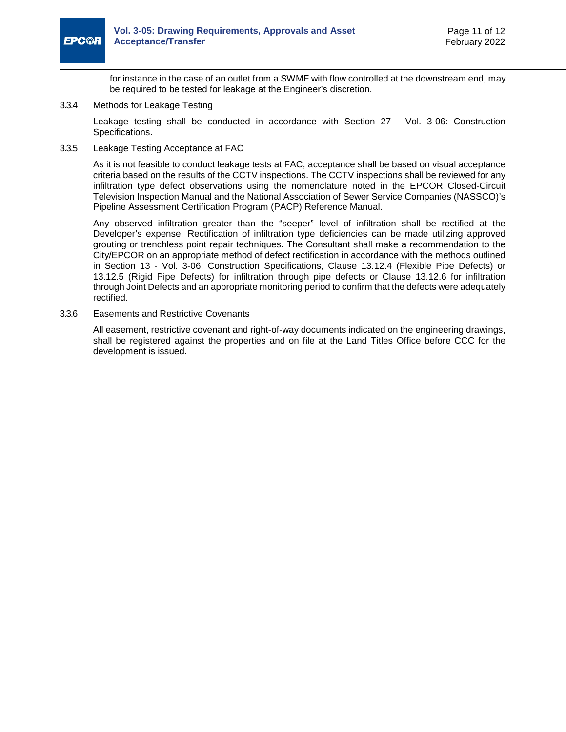for instance in the case of an outlet from a SWMF with flow controlled at the downstream end, may be required to be tested for leakage at the Engineer's discretion.

#### 3.3.4 Methods for Leakage Testing

Leakage testing shall be conducted in accordance with Section 27 - Vol. 3-06: Construction Specifications.

#### 3.3.5 Leakage Testing Acceptance at FAC

As it is not feasible to conduct leakage tests at FAC, acceptance shall be based on visual acceptance criteria based on the results of the CCTV inspections. The CCTV inspections shall be reviewed for any infiltration type defect observations using the nomenclature noted in the EPCOR Closed-Circuit Television Inspection Manual and the National Association of Sewer Service Companies (NASSCO)'s Pipeline Assessment Certification Program (PACP) Reference Manual.

Any observed infiltration greater than the "seeper" level of infiltration shall be rectified at the Developer's expense. Rectification of infiltration type deficiencies can be made utilizing approved grouting or trenchless point repair techniques. The Consultant shall make a recommendation to the City/EPCOR on an appropriate method of defect rectification in accordance with the methods outlined in Section 13 - Vol. 3-06: Construction Specifications, Clause 13.12.4 (Flexible Pipe Defects) or 13.12.5 (Rigid Pipe Defects) for infiltration through pipe defects or Clause 13.12.6 for infiltration through Joint Defects and an appropriate monitoring period to confirm that the defects were adequately rectified.

#### 3.3.6 Easements and Restrictive Covenants

All easement, restrictive covenant and right-of-way documents indicated on the engineering drawings, shall be registered against the properties and on file at the Land Titles Office before CCC for the development is issued.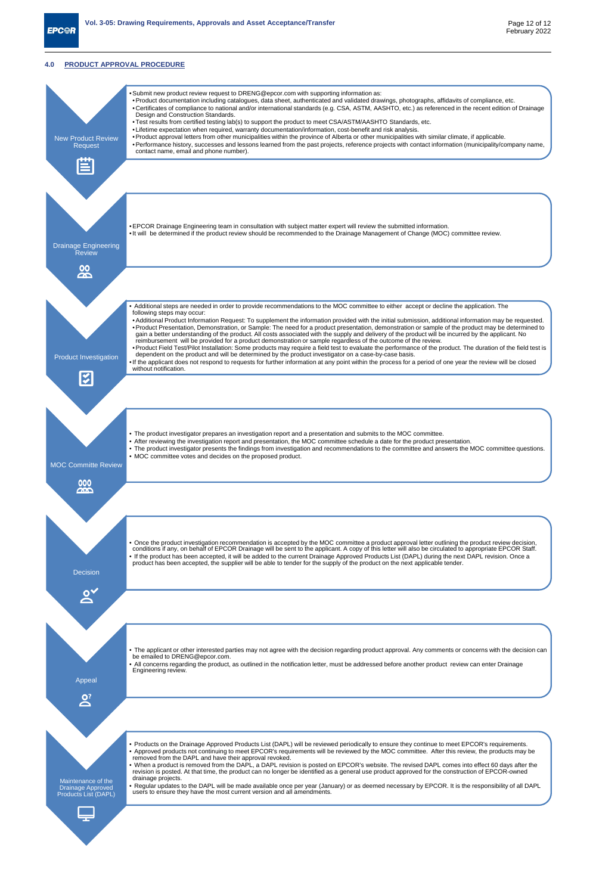## 4.0 PRODUCT APPROVAL PROCEDURE

### New Product Review Request

- Submit new product review request to DRENG@epcor.com with supporting information as:
  - Product documentation including catalogues, data sheet, authenticated and validated drawings, photographs, affidavits of compliance, etc.
  - Certificates of compliance to national and/or international standards (e.g. CSA, ASTM, AASHTO, etc.) as referenced in the recent edition of Drainage Design and Construction Standards.
  - Test results from certified testing lab(s) to support the product to meet CSA/ASTM/AASHTO Standards, etc.
  - Lifetime expectation when required, warranty documentation/information, cost-benefit and risk analysis.
  - Product approval letters from other municipalities within the province of Alberta or other municipalities with similar climate, if applicable.
  - Performance history, successes and lessons learned from the past projects, reference projects with contact information (municipality/company name, contact name, email and phone number).

### Drainage Engineering Review

- EPCOR Drainage Engineering team in consultation with subject matter expert will review the submitted information.
- It will be determined if the product review should be recommended to the Drainage Management of Change (MOC) committee review.

### Product Investigation

- Additional steps are needed in order to provide recommendations to the MOC committee to either accept or decline the application. The following steps may occur:
  - Additional Product Information Request: To supplement the information provided with the initial submission, additional information may be requested.
  - Product Presentation, Demonstration, or Sample: The need for a product presentation, demonstration or sample of the product may be determined to gain a better understanding of the product. All costs associated with the supply and delivery of the product will be incurred by the applicant. No reimbursement will be provided for a product demonstration or sample regardless of the outcome of the review.
  - Product Field Test/Pilot Installation: Some products may require a field test to evaluate the performance of the product. The duration of the field test is dependent on the product and will be determined by the product investigator on a case-by-case basis.
- If the applicant does not respond to requests for further information at any point within the process for a period of one year the review will be closed without notification.

### MOC Committe Review

- The product investigator prepares an investigation report and a presentation and submits to the MOC committee.
- After reviewing the investigation report and presentation, the MOC committee schedule a date for the product presentation.
- The product investigator presents the findings from investigation and recommendations to the committee and answers the MOC committee questions.
- MOC committee votes and decides on the proposed product.

### Decision

- Once the product investigation recommendation is accepted by the MOC committee a product approval letter outlining the product review decision, conditions if any, on behalf of EPCOR Drainage will be sent to the applicant. A copy of this letter will also be circulated to appropriate EPCOR Staff.
- If the product has been accepted, it will be added to the current Drainage Approved Products List (DAPL) during the next DAPL revision. Once a product has been accepted, the supplier will be able to tender for the supply of the product on the next applicable tender.

### Appeal

- The applicant or other interested parties may not agree with the decision regarding product approval. Any comments or concerns with the decision can be emailed to DRENG@epcor.com.
- All concerns regarding the product, as outlined in the notification letter, must be addressed before another product review can enter Drainage Engineering review.

### Maintenance of the Drainage Approved Products List (DAPL)

- Products on the Drainage Approved Products List (DAPL) will be reviewed periodically to ensure they continue to meet EPCOR's requirements.
- Approved products not continuing to meet EPCOR's requirements will be reviewed by the MOC committee. After this review, the products may be removed from the DAPL and have their approval revoked.
- When a product is removed from the DAPL, a DAPL revision is posted on EPCOR's website. The revised DAPL comes into effect 60 days after the revision is posted. At that time, the product can no longer be identified as a general use product approved for the construction of EPCOR-owned drainage projects.
- Regular updates to the DAPL will be made available once per year (January) or as deemed necessary by EPCOR. It is the responsibility of all DAPL users to ensure they have the most current version and all amendments.